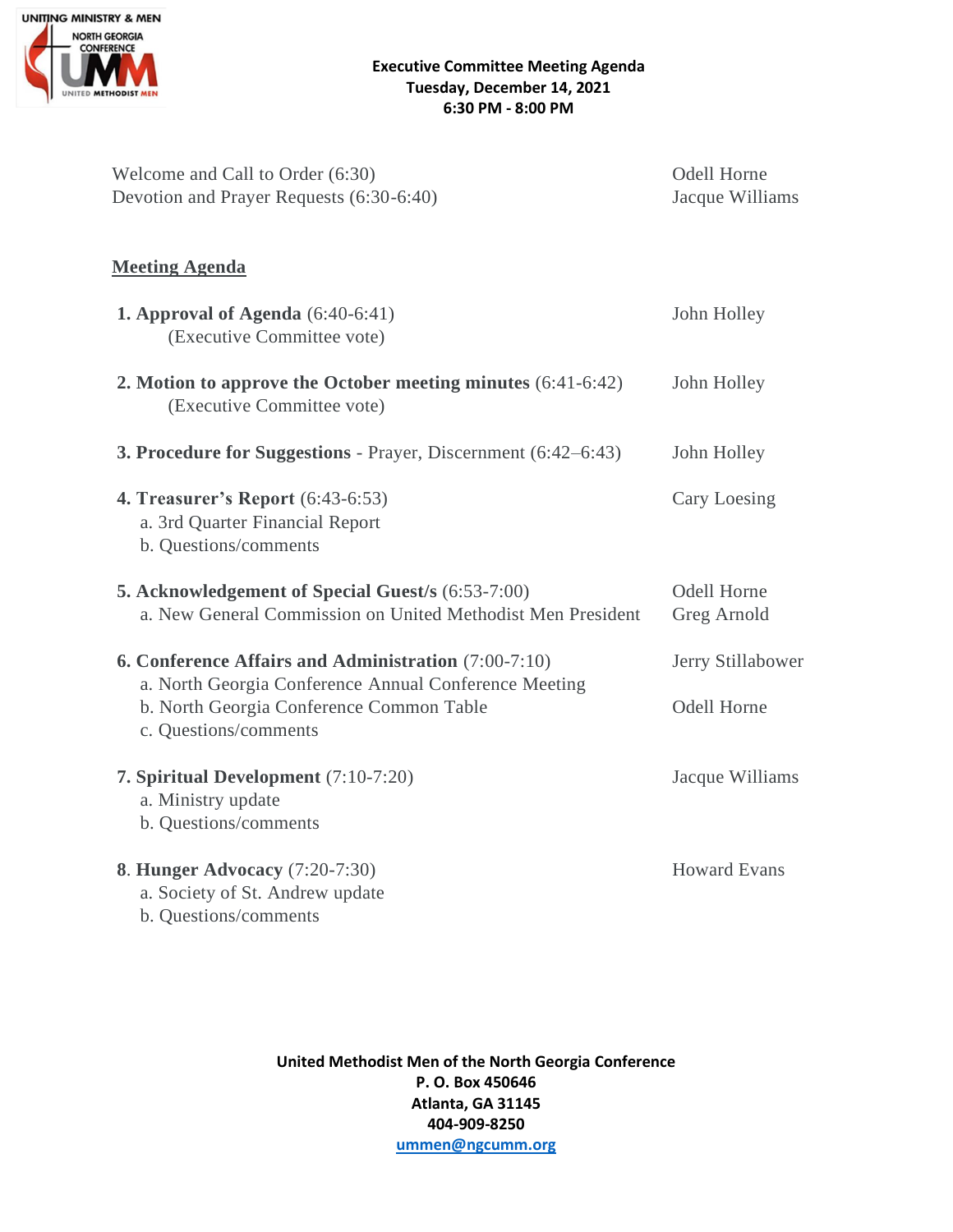**Executive Committee Meeting Agenda**
**Tuesday, December 14, 2021**
**6:30 PM - 8:00 PM**

| | |
|---|---|
| Welcome and Call to Order (6:30) | Odell Horne |
| Devotion and Prayer Requests (6:30-6:40) | Jacque Williams |

## Meeting Agenda

**1. Approval of Agenda** (6:40-6:41) — John Holley
(Executive Committee vote)

**2. Motion to approve the October meeting minutes** (6:41-6:42) — John Holley
(Executive Committee vote)

**3. Procedure for Suggestions** - Prayer, Discernment (6:42–6:43) — John Holley

**4. Treasurer's Report** (6:43-6:53) — Cary Loesing
- a. 3rd Quarter Financial Report
- b. Questions/comments

**5. Acknowledgement of Special Guest/s** (6:53-7:00) — Odell Horne
- a. New General Commission on United Methodist Men President — Greg Arnold

**6. Conference Affairs and Administration** (7:00-7:10) — Jerry Stillabower
- a. North Georgia Conference Annual Conference Meeting
- b. North Georgia Conference Common Table — Odell Horne
- c. Questions/comments

**7. Spiritual Development** (7:10-7:20) — Jacque Williams
- a. Ministry update
- b. Questions/comments

**8. Hunger Advocacy** (7:20-7:30) — Howard Evans
- a. Society of St. Andrew update
- b. Questions/comments

**United Methodist Men of the North Georgia Conference**
**P. O. Box 450646**
**Atlanta, GA 31145**
**404-909-8250**
**ummen@ngcumm.org**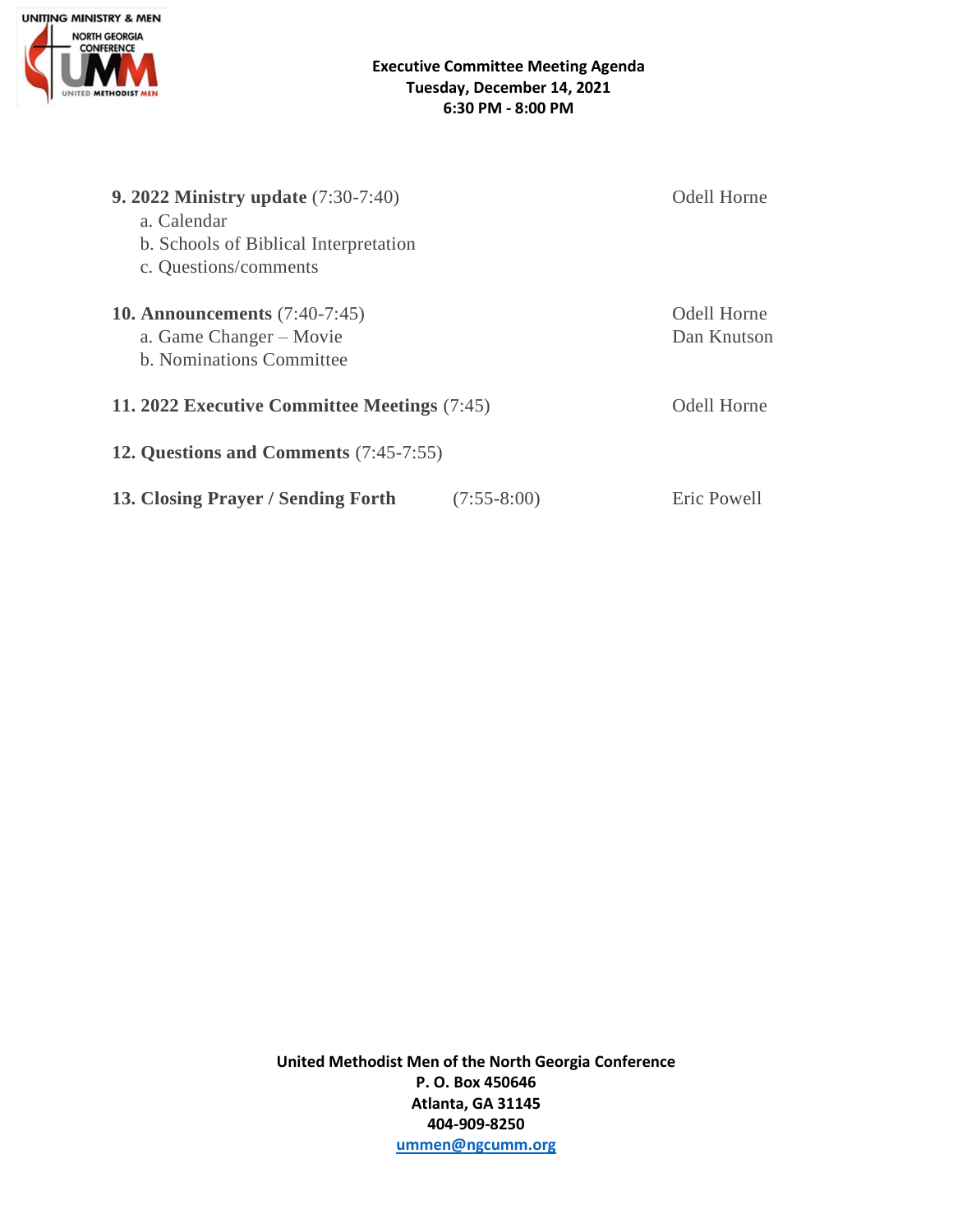**Executive Committee Meeting Agenda**
**Tuesday, December 14, 2021**
**6:30 PM - 8:00 PM**

**9. 2022 Ministry update** (7:30-7:40) — Odell Horne
- a. Calendar
- b. Schools of Biblical Interpretation
- c. Questions/comments

**10. Announcements** (7:40-7:45) — Odell Horne
- a. Game Changer – Movie — Dan Knutson
- b. Nominations Committee

**11. 2022 Executive Committee Meetings** (7:45) — Odell Horne

**12. Questions and Comments** (7:45-7:55)

**13. Closing Prayer / Sending Forth** (7:55-8:00) — Eric Powell

**United Methodist Men of the North Georgia Conference**
**P. O. Box 450646**
**Atlanta, GA 31145**
**404-909-8250**
**ummen@ngcumm.org**